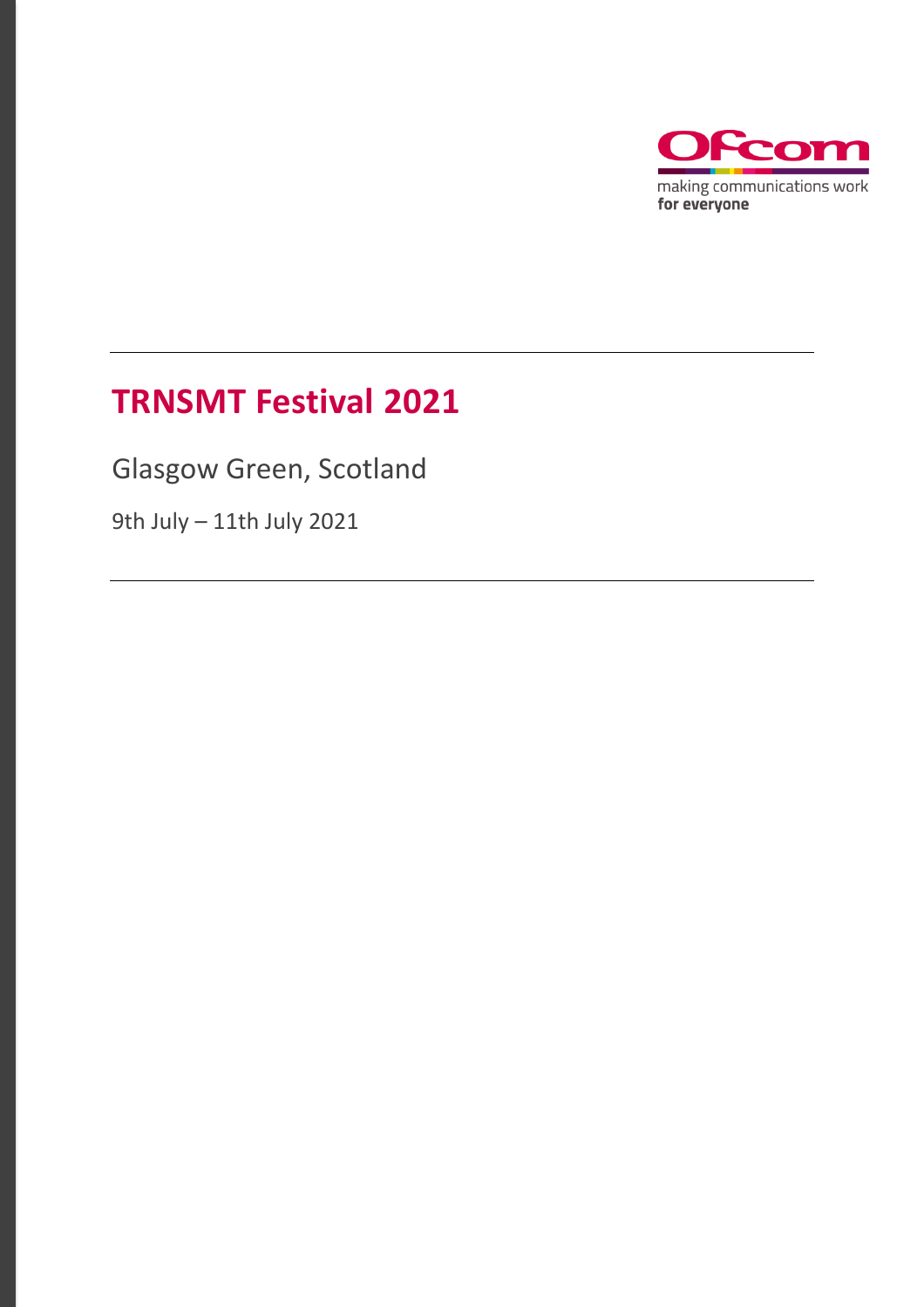Ofcom

making communications work
for everyone

# TRNSMT Festival 2021

Glasgow Green, Scotland

9th July – 11th July 2021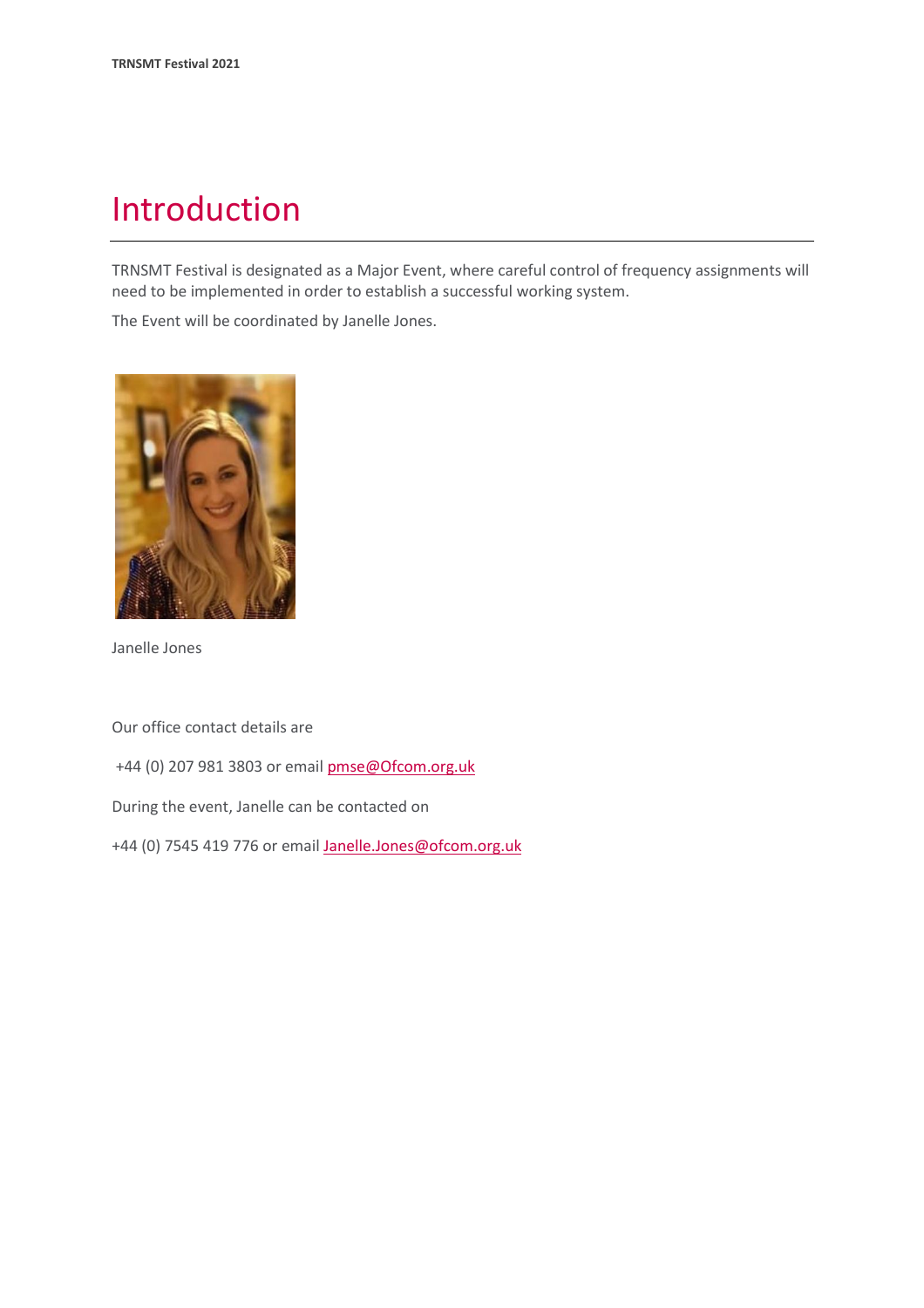# Introduction

TRNSMT Festival is designated as a Major Event, where careful control of frequency assignments will need to be implemented in order to establish a successful working system.

The Event will be coordinated by Janelle Jones.

Janelle Jones

Our office contact details are

+44 (0) 207 981 3803 or email pmse@Ofcom.org.uk

During the event, Janelle can be contacted on

+44 (0) 7545 419 776 or email Janelle.Jones@ofcom.org.uk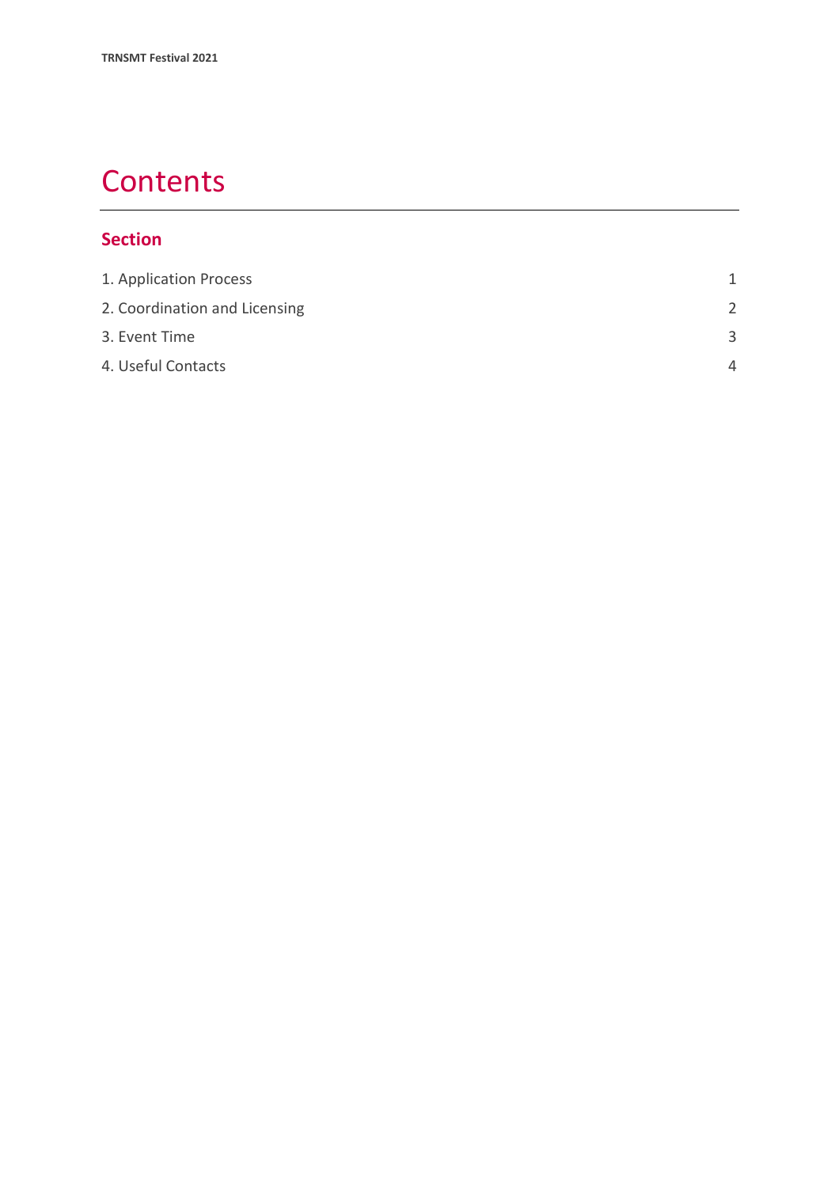# Contents

## Section

| | |
|---|---|
| 1. Application Process | 1 |
| 2. Coordination and Licensing | 2 |
| 3. Event Time | 3 |
| 4. Useful Contacts | 4 |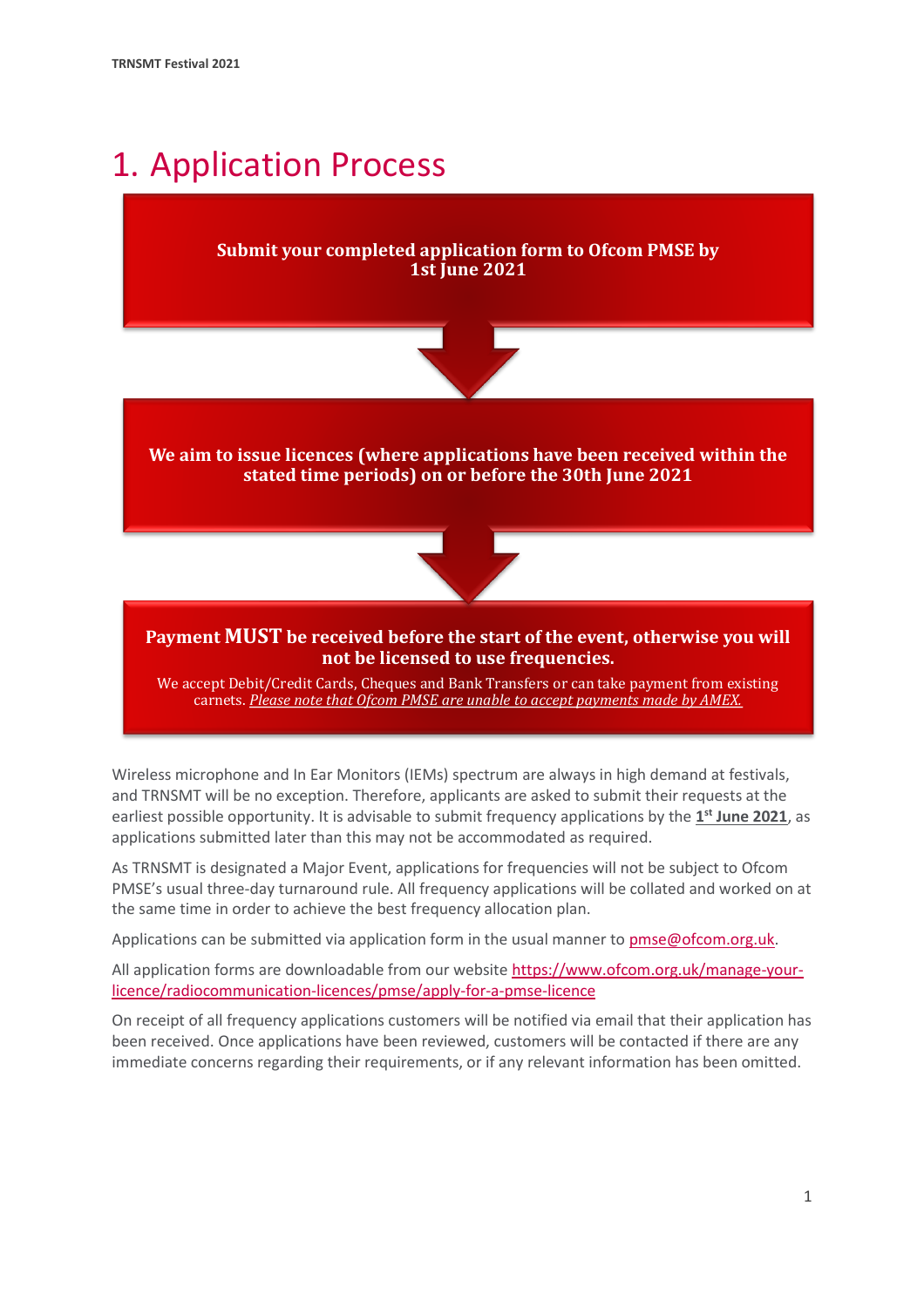# 1. Application Process

**Submit your completed application form to Ofcom PMSE by 1st June 2021**

**We aim to issue licences (where applications have been received within the stated time periods) on or before the 30th June 2021**

**Payment MUST be received before the start of the event, otherwise you will not be licensed to use frequencies.**

We accept Debit/Credit Cards, Cheques and Bank Transfers or can take payment from existing carnets. *Please note that Ofcom PMSE are unable to accept payments made by AMEX.*

Wireless microphone and In Ear Monitors (IEMs) spectrum are always in high demand at festivals, and TRNSMT will be no exception. Therefore, applicants are asked to submit their requests at the earliest possible opportunity. It is advisable to submit frequency applications by the **1st June 2021**, as applications submitted later than this may not be accommodated as required.

As TRNSMT is designated a Major Event, applications for frequencies will not be subject to Ofcom PMSE's usual three-day turnaround rule. All frequency applications will be collated and worked on at the same time in order to achieve the best frequency allocation plan.

Applications can be submitted via application form in the usual manner to pmse@ofcom.org.uk.

All application forms are downloadable from our website https://www.ofcom.org.uk/manage-your-licence/radiocommunication-licences/pmse/apply-for-a-pmse-licence

On receipt of all frequency applications customers will be notified via email that their application has been received. Once applications have been reviewed, customers will be contacted if there are any immediate concerns regarding their requirements, or if any relevant information has been omitted.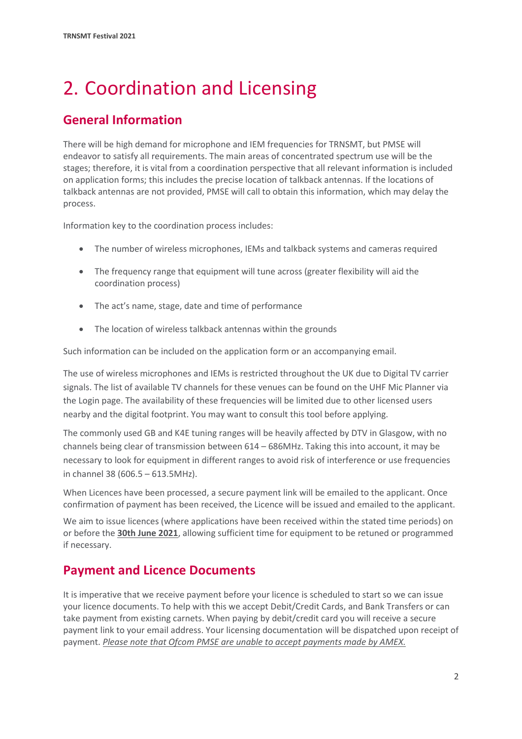# 2. Coordination and Licensing

## General Information

There will be high demand for microphone and IEM frequencies for TRNSMT, but PMSE will endeavor to satisfy all requirements. The main areas of concentrated spectrum use will be the stages; therefore, it is vital from a coordination perspective that all relevant information is included on application forms; this includes the precise location of talkback antennas. If the locations of talkback antennas are not provided, PMSE will call to obtain this information, which may delay the process.

Information key to the coordination process includes:

- The number of wireless microphones, IEMs and talkback systems and cameras required
- The frequency range that equipment will tune across (greater flexibility will aid the coordination process)
- The act's name, stage, date and time of performance
- The location of wireless talkback antennas within the grounds

Such information can be included on the application form or an accompanying email.

The use of wireless microphones and IEMs is restricted throughout the UK due to Digital TV carrier signals. The list of available TV channels for these venues can be found on the UHF Mic Planner via the Login page. The availability of these frequencies will be limited due to other licensed users nearby and the digital footprint. You may want to consult this tool before applying.

The commonly used GB and K4E tuning ranges will be heavily affected by DTV in Glasgow, with no channels being clear of transmission between 614 – 686MHz. Taking this into account, it may be necessary to look for equipment in different ranges to avoid risk of interference or use frequencies in channel 38 (606.5 – 613.5MHz).

When Licences have been processed, a secure payment link will be emailed to the applicant. Once confirmation of payment has been received, the Licence will be issued and emailed to the applicant.

We aim to issue licences (where applications have been received within the stated time periods) on or before the **30th June 2021**, allowing sufficient time for equipment to be retuned or programmed if necessary.

## Payment and Licence Documents

It is imperative that we receive payment before your licence is scheduled to start so we can issue your licence documents. To help with this we accept Debit/Credit Cards, and Bank Transfers or can take payment from existing carnets. When paying by debit/credit card you will receive a secure payment link to your email address. Your licensing documentation will be dispatched upon receipt of payment. *Please note that Ofcom PMSE are unable to accept payments made by AMEX.*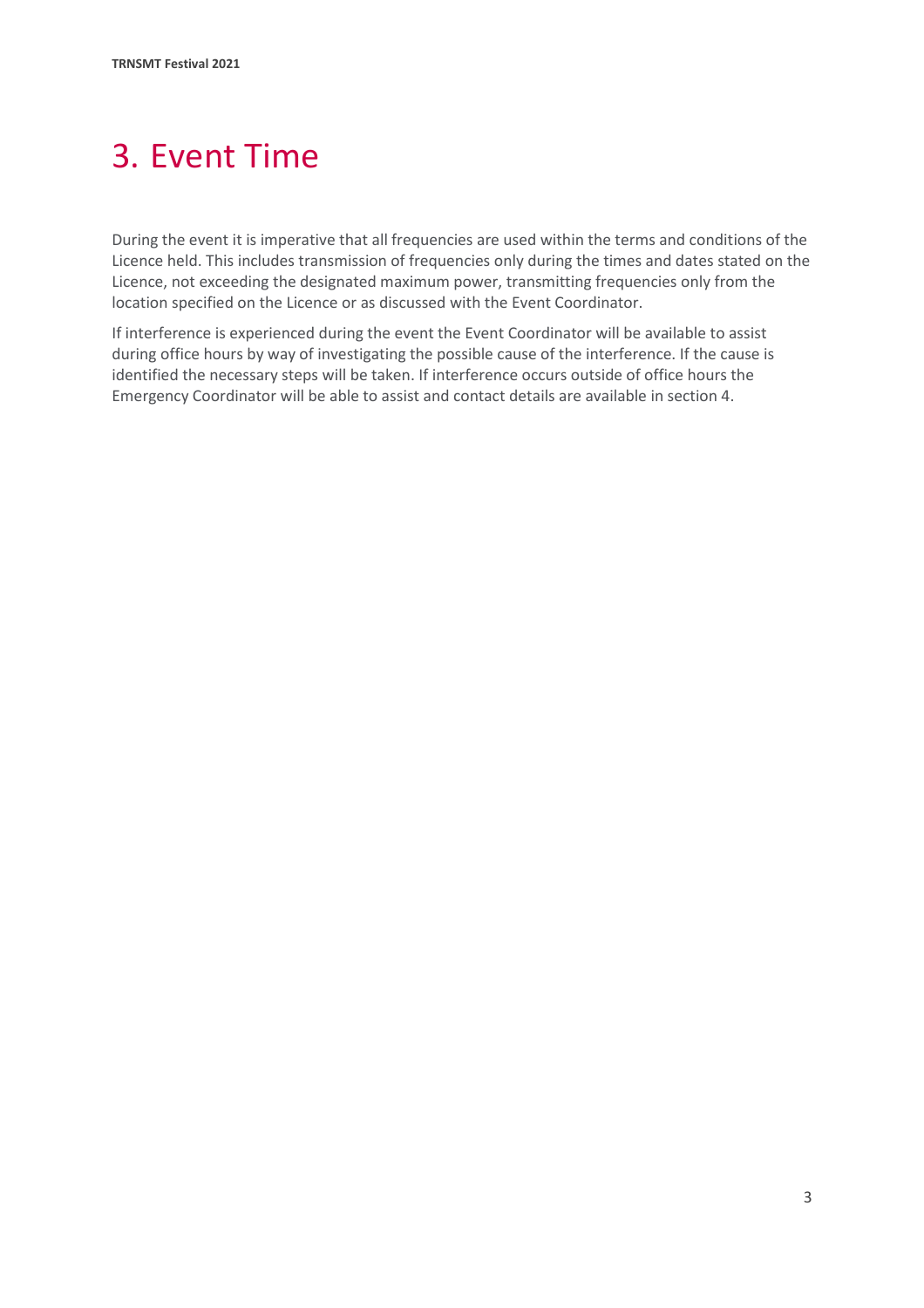# 3. Event Time

During the event it is imperative that all frequencies are used within the terms and conditions of the Licence held. This includes transmission of frequencies only during the times and dates stated on the Licence, not exceeding the designated maximum power, transmitting frequencies only from the location specified on the Licence or as discussed with the Event Coordinator.

If interference is experienced during the event the Event Coordinator will be available to assist during office hours by way of investigating the possible cause of the interference. If the cause is identified the necessary steps will be taken. If interference occurs outside of office hours the Emergency Coordinator will be able to assist and contact details are available in section 4.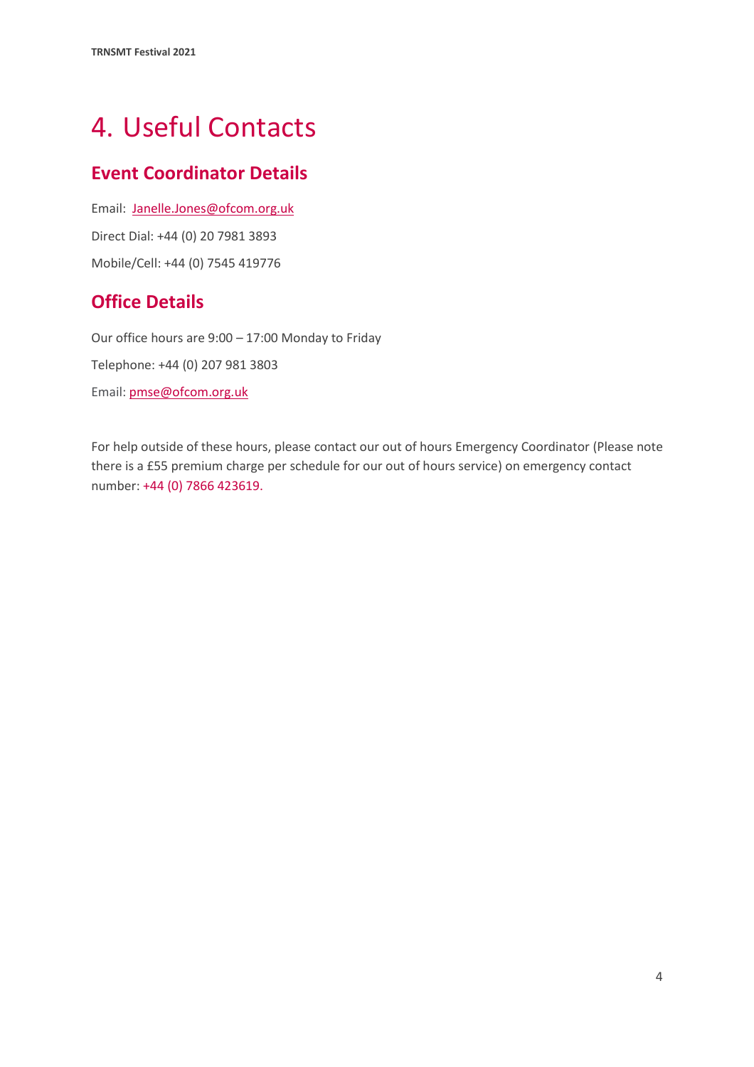# 4. Useful Contacts

## Event Coordinator Details

Email: Janelle.Jones@ofcom.org.uk

Direct Dial: +44 (0) 20 7981 3893

Mobile/Cell: +44 (0) 7545 419776

## Office Details

Our office hours are 9:00 – 17:00 Monday to Friday

Telephone: +44 (0) 207 981 3803

Email: pmse@ofcom.org.uk

For help outside of these hours, please contact our out of hours Emergency Coordinator (Please note there is a £55 premium charge per schedule for our out of hours service) on emergency contact number: +44 (0) 7866 423619.